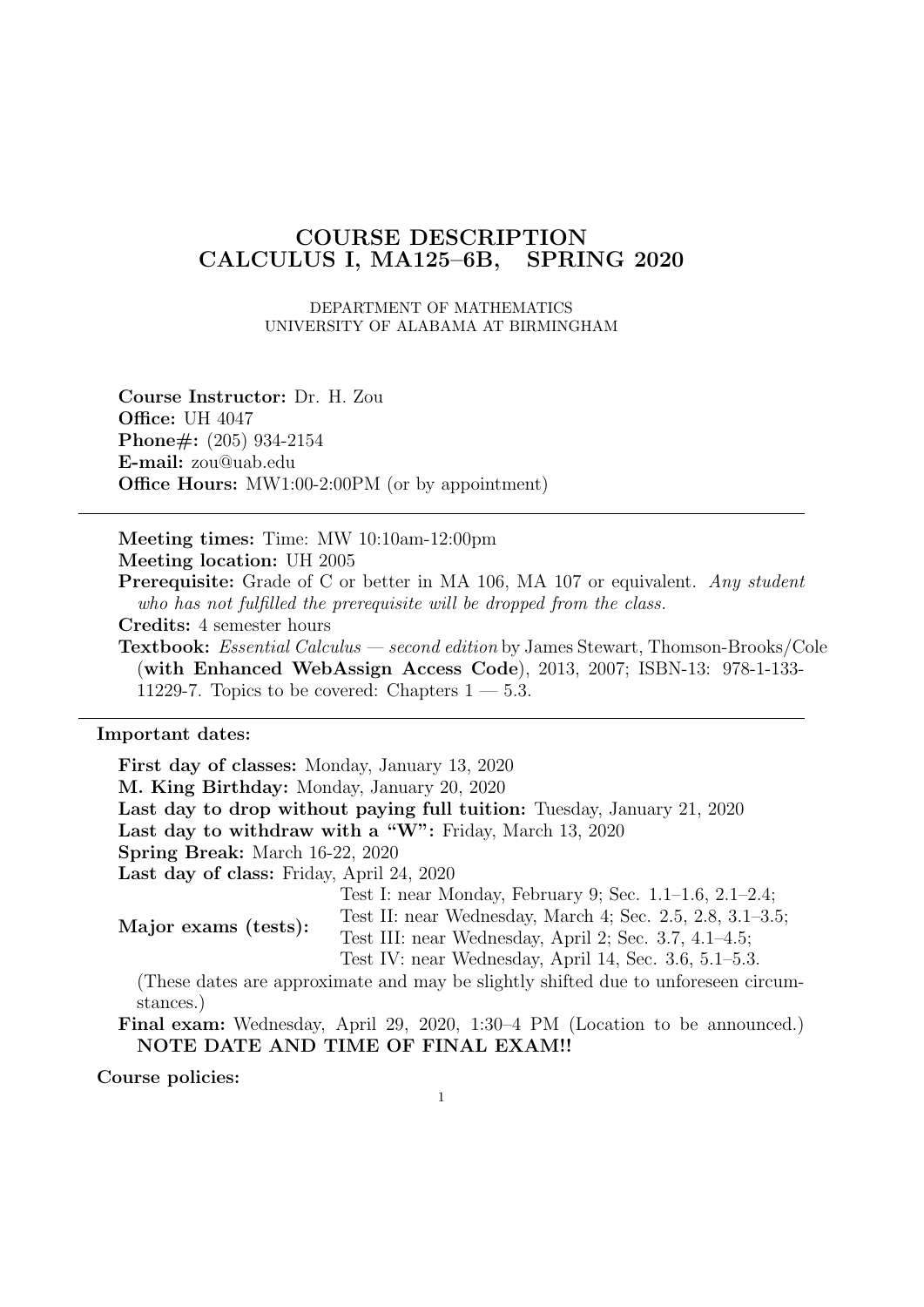# COURSE DESCRIPTION
# CALCULUS I, MA125–6B, SPRING 2020

DEPARTMENT OF MATHEMATICS
UNIVERSITY OF ALABAMA AT BIRMINGHAM

**Course Instructor:** Dr. H. Zou
**Office:** UH 4047
**Phone#:** (205) 934-2154
**E-mail:** zou@uab.edu
**Office Hours:** MW1:00-2:00PM (or by appointment)

---

**Meeting times:** Time: MW 10:10am-12:00pm
**Meeting location:** UH 2005
**Prerequisite:** Grade of C or better in MA 106, MA 107 or equivalent. *Any student who has not fulfilled the prerequisite will be dropped from the class.*
**Credits:** 4 semester hours
**Textbook:** *Essential Calculus — second edition* by James Stewart, Thomson-Brooks/Cole (**with Enhanced WebAssign Access Code**), 2013, 2007; ISBN-13: 978-1-133-11229-7. Topics to be covered: Chapters 1 — 5.3.

---

**Important dates:**

**First day of classes:** Monday, January 13, 2020
**M. King Birthday:** Monday, January 20, 2020
**Last day to drop without paying full tuition:** Tuesday, January 21, 2020
**Last day to withdraw with a "W":** Friday, March 13, 2020
**Spring Break:** March 16-22, 2020
**Last day of class:** Friday, April 24, 2020

**Major exams (tests):**
- Test I: near Monday, February 9; Sec. 1.1–1.6, 2.1–2.4;
- Test II: near Wednesday, March 4; Sec. 2.5, 2.8, 3.1–3.5;
- Test III: near Wednesday, April 2; Sec. 3.7, 4.1–4.5;
- Test IV: near Wednesday, April 14, Sec. 3.6, 5.1–5.3.

(These dates are approximate and may be slightly shifted due to unforeseen circumstances.)

**Final exam:** Wednesday, April 29, 2020, 1:30–4 PM (Location to be announced.) **NOTE DATE AND TIME OF FINAL EXAM!!**

**Course policies:**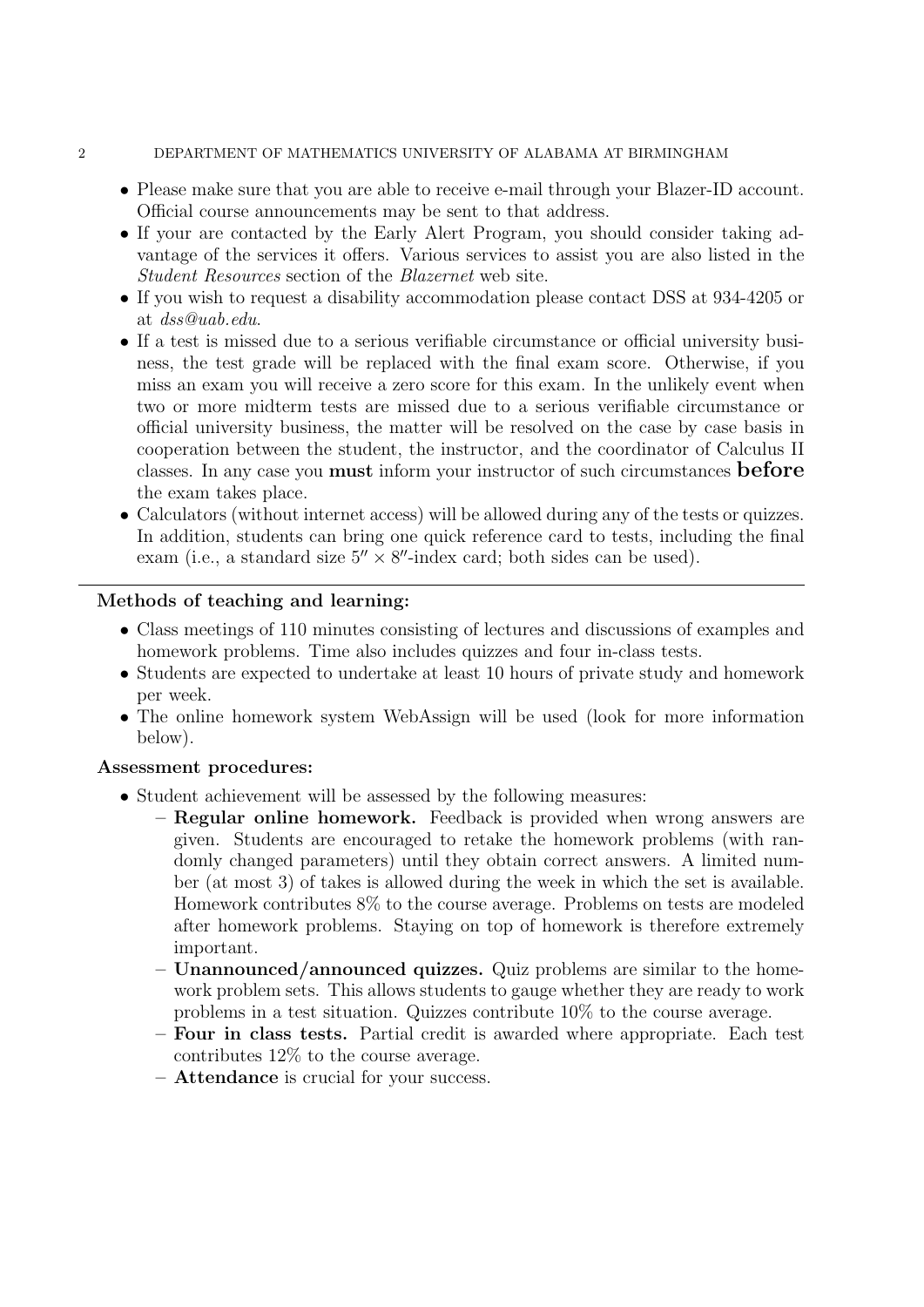- Please make sure that you are able to receive e-mail through your Blazer-ID account. Official course announcements may be sent to that address.
- If your are contacted by the Early Alert Program, you should consider taking advantage of the services it offers. Various services to assist you are also listed in the *Student Resources* section of the *Blazernet* web site.
- If you wish to request a disability accommodation please contact DSS at 934-4205 or at *dss@uab.edu*.
- If a test is missed due to a serious verifiable circumstance or official university business, the test grade will be replaced with the final exam score. Otherwise, if you miss an exam you will receive a zero score for this exam. In the unlikely event when two or more midterm tests are missed due to a serious verifiable circumstance or official university business, the matter will be resolved on the case by case basis in cooperation between the student, the instructor, and the coordinator of Calculus II classes. In any case you **must** inform your instructor of such circumstances **before** the exam takes place.
- Calculators (without internet access) will be allowed during any of the tests or quizzes. In addition, students can bring one quick reference card to tests, including the final exam (i.e., a standard size $5'' \times 8''$-index card; both sides can be used).

---

**Methods of teaching and learning:**

- Class meetings of 110 minutes consisting of lectures and discussions of examples and homework problems. Time also includes quizzes and four in-class tests.
- Students are expected to undertake at least 10 hours of private study and homework per week.
- The online homework system WebAssign will be used (look for more information below).

**Assessment procedures:**

- Student achievement will be assessed by the following measures:
  - **Regular online homework.** Feedback is provided when wrong answers are given. Students are encouraged to retake the homework problems (with randomly changed parameters) until they obtain correct answers. A limited number (at most 3) of takes is allowed during the week in which the set is available. Homework contributes 8% to the course average. Problems on tests are modeled after homework problems. Staying on top of homework is therefore extremely important.
  - **Unannounced/announced quizzes.** Quiz problems are similar to the homework problem sets. This allows students to gauge whether they are ready to work problems in a test situation. Quizzes contribute 10% to the course average.
  - **Four in class tests.** Partial credit is awarded where appropriate. Each test contributes 12% to the course average.
  - **Attendance** is crucial for your success.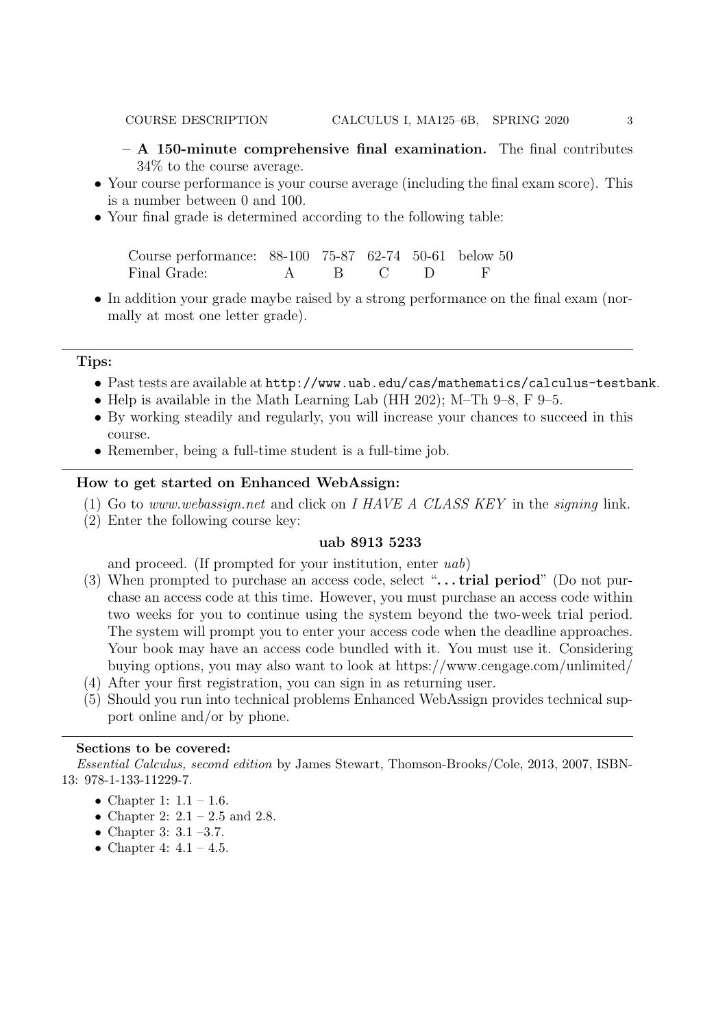- **A 150-minute comprehensive final examination.** The final contributes 34% to the course average.
- Your course performance is your course average (including the final exam score). This is a number between 0 and 100.
- Your final grade is determined according to the following table:

| | | | | | |
|---|---|---|---|---|---|
| Course performance: | 88-100 | 75-87 | 62-74 | 50-61 | below 50 |
| Final Grade: | A | B | C | D | F |

- In addition your grade maybe raised by a strong performance on the final exam (normally at most one letter grade).

---

**Tips:**

- Past tests are available at `http://www.uab.edu/cas/mathematics/calculus-testbank`.
- Help is available in the Math Learning Lab (HH 202); M–Th 9–8, F 9–5.
- By working steadily and regularly, you will increase your chances to succeed in this course.
- Remember, being a full-time student is a full-time job.

---

**How to get started on Enhanced WebAssign:**

(1) Go to *www.webassign.net* and click on *I HAVE A CLASS KEY* in the *signing* link.
(2) Enter the following course key:

**uab 8913 5233**

and proceed. (If prompted for your institution, enter *uab*)
(3) When prompted to purchase an access code, select "**. . . trial period**" (Do not purchase an access code at this time. However, you must purchase an access code within two weeks for you to continue using the system beyond the two-week trial period. The system will prompt you to enter your access code when the deadline approaches. Your book may have an access code bundled with it. You must use it. Considering buying options, you may also want to look at https://www.cengage.com/unlimited/
(4) After your first registration, you can sign in as returning user.
(5) Should you run into technical problems Enhanced WebAssign provides technical support online and/or by phone.

---

**Sections to be covered:**

*Essential Calculus, second edition* by James Stewart, Thomson-Brooks/Cole, 2013, 2007, ISBN-13: 978-1-133-11229-7.

- Chapter 1: 1.1 – 1.6.
- Chapter 2: 2.1 – 2.5 and 2.8.
- Chapter 3: 3.1 –3.7.
- Chapter 4: 4.1 – 4.5.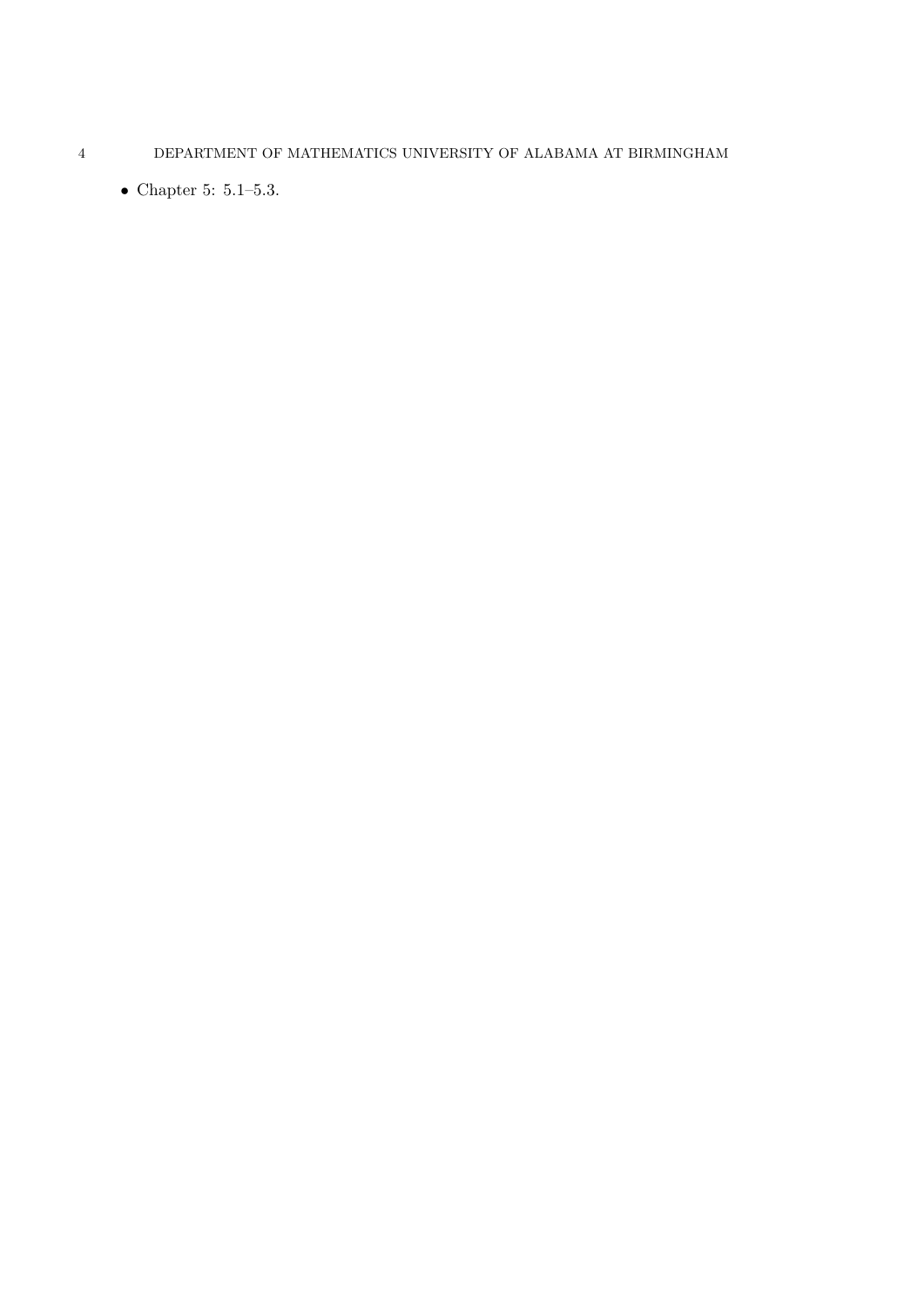- Chapter 5: 5.1–5.3.